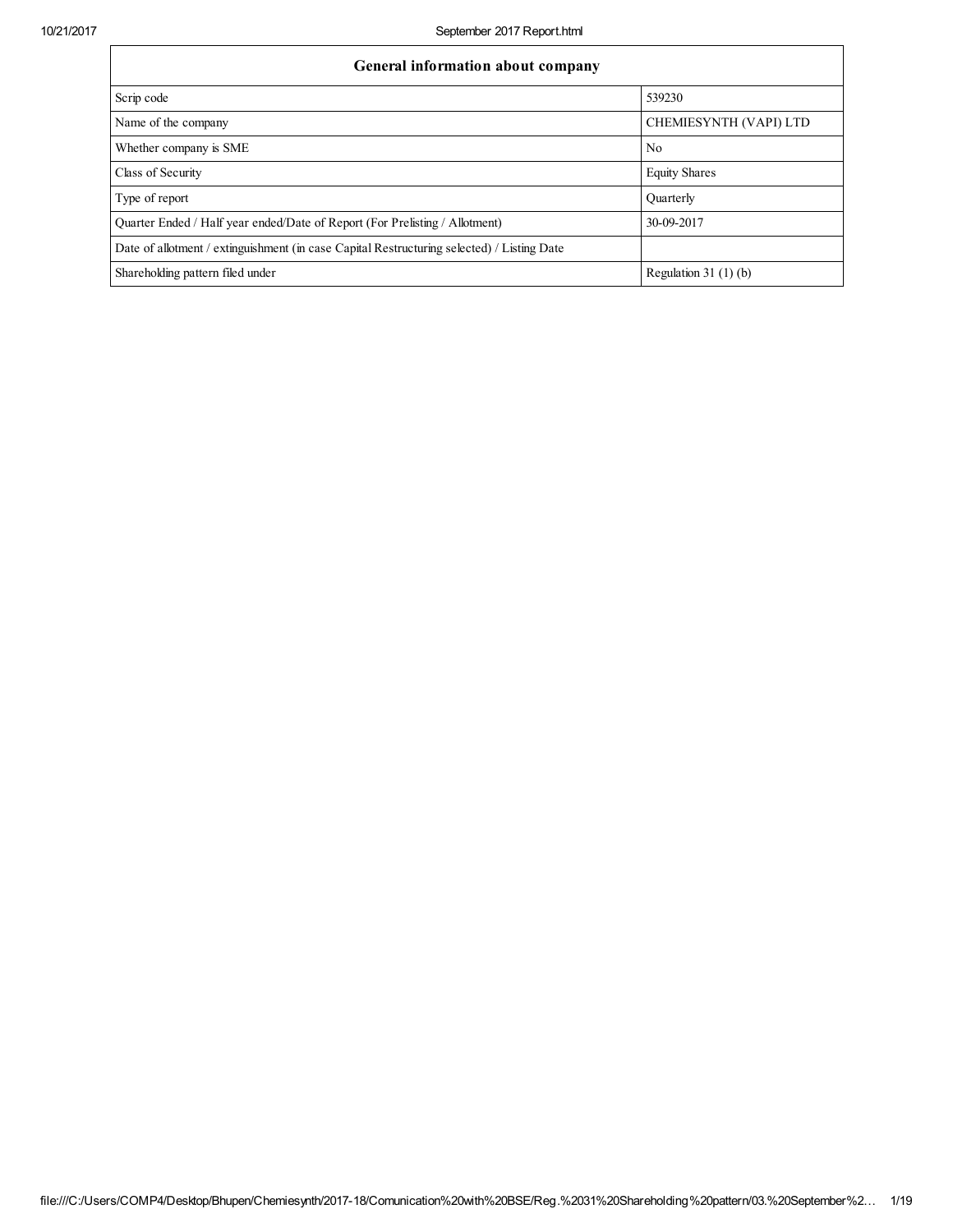| General information about company | |
|---|---|
| Scrip code | 539230 |
| Name of the company | CHEMIESYNTH (VAPI) LTD |
| Whether company is SME | No |
| Class of Security | Equity Shares |
| Type of report | Quarterly |
| Quarter Ended / Half year ended/Date of Report (For Prelisting / Allotment) | 30-09-2017 |
| Date of allotment / extinguishment (in case Capital Restructuring selected) / Listing Date | |
| Shareholding pattern filed under | Regulation 31 (1) (b) |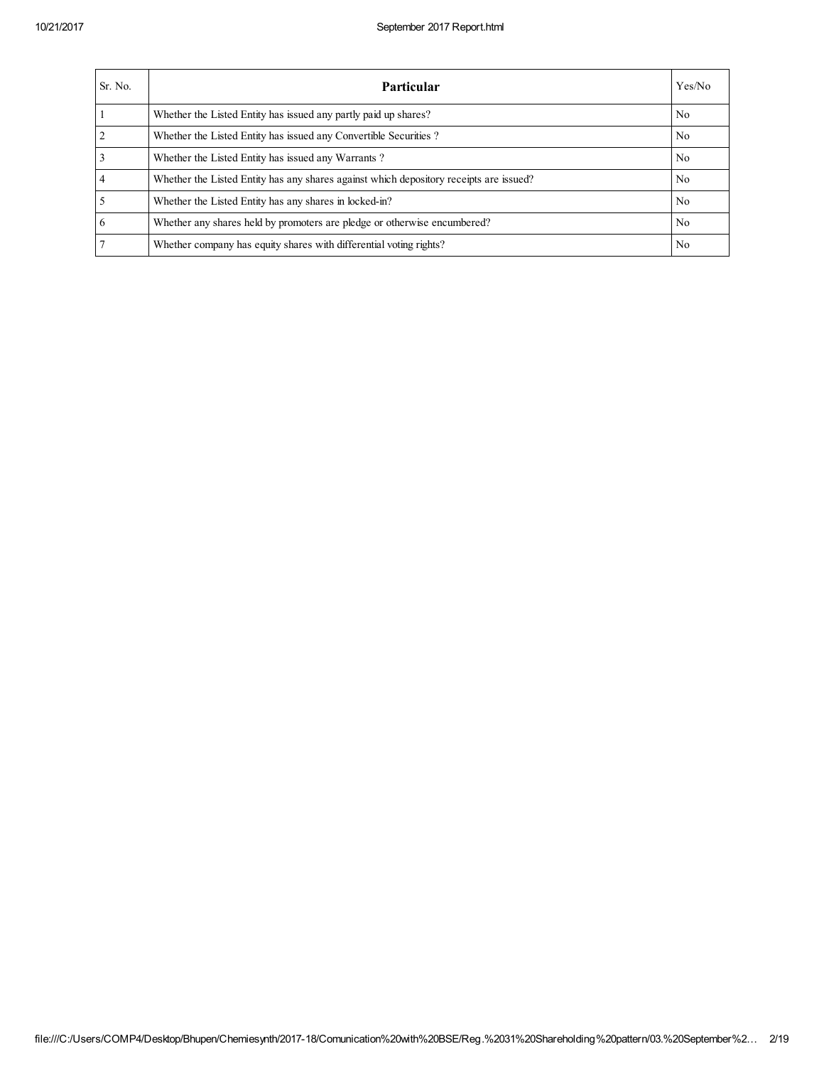| Sr. No. | Particular | Yes/No |
|---|---|---|
| 1 | Whether the Listed Entity has issued any partly paid up shares? | No |
| 2 | Whether the Listed Entity has issued any Convertible Securities ? | No |
| 3 | Whether the Listed Entity has issued any Warrants ? | No |
| 4 | Whether the Listed Entity has any shares against which depository receipts are issued? | No |
| 5 | Whether the Listed Entity has any shares in locked-in? | No |
| 6 | Whether any shares held by promoters are pledge or otherwise encumbered? | No |
| 7 | Whether company has equity shares with differential voting rights? | No |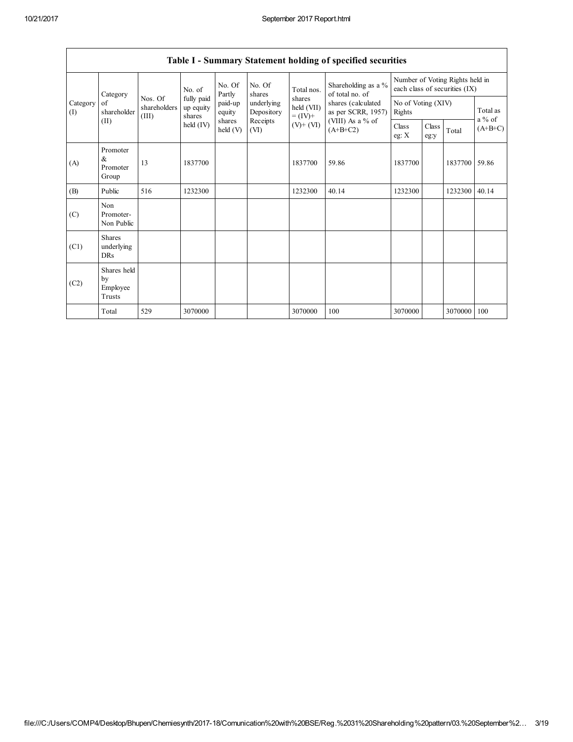| Table I - Summary Statement holding of specified securities | | | | | | | | | | | | |
|---|---|---|---|---|---|---|---|---|---|---|---|---|
| Category (I) | Category of shareholder (II) | Nos. Of shareholders (III) | No. of fully paid up equity shares held (IV) | No. Of Partly paid-up equity shares held (V) | No. Of shares underlying Depository Receipts (VI) | Total nos. shares held (VII) = (IV)+ (V)+ (VI) | Shareholding as a % of total no. of shares (calculated as per SCRR, 1957) (VIII) As a % of (A+B+C2) | Number of Voting Rights held in each class of securities (IX) | | | |
| | | | | | | | | No of Voting (XIV) Rights | | | Total as a % of (A+B+C) |
| | | | | | | | | Class eg: X | Class eg:y | Total | |
| (A) | Promoter & Promoter Group | 13 | 1837700 | | | 1837700 | 59.86 | 1837700 | | 1837700 | 59.86 |
| (B) | Public | 516 | 1232300 | | | 1232300 | 40.14 | 1232300 | | 1232300 | 40.14 |
| (C) | Non Promoter- Non Public | | | | | | | | | | |
| (C1) | Shares underlying DRs | | | | | | | | | | |
| (C2) | Shares held by Employee Trusts | | | | | | | | | | |
| | Total | 529 | 3070000 | | | 3070000 | 100 | 3070000 | | 3070000 | 100 |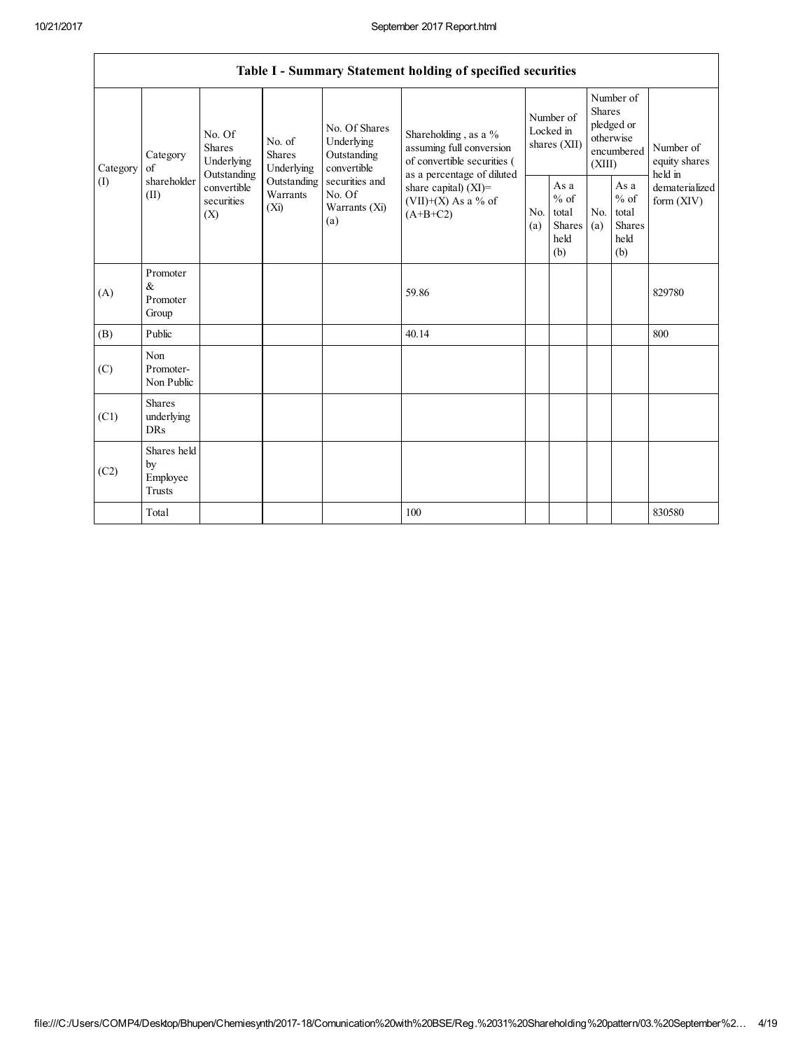| Table I - Summary Statement holding of specified securities | | | | | | | | | | | |
|---|---|---|---|---|---|---|---|---|---|---|---|
| Category (I) | Category of shareholder (II) | No. Of Shares Underlying Outstanding convertible securities (X) | No. of Shares Underlying Outstanding Warrants (Xi) | No. Of Shares Underlying Outstanding convertible securities and No. Of Warrants (Xi) (a) | Shareholding , as a % assuming full conversion of convertible securities ( as a percentage of diluted share capital) (XI)= (VII)+(X) As a % of (A+B+C2) | Number of Locked in shares (XII) | | Number of Shares pledged or otherwise encumbered (XIII) | | Number of equity shares held in dematerialized form (XIV) |
| | | | | | | No. (a) | As a % of total Shares held (b) | No. (a) | As a % of total Shares held (b) | |
| (A) | Promoter & Promoter Group | | | | 59.86 | | | | | 829780 |
| (B) | Public | | | | 40.14 | | | | | 800 |
| (C) | Non Promoter- Non Public | | | | | | | | | |
| (C1) | Shares underlying DRs | | | | | | | | | |
| (C2) | Shares held by Employee Trusts | | | | | | | | | |
| | Total | | | | 100 | | | | | 830580 |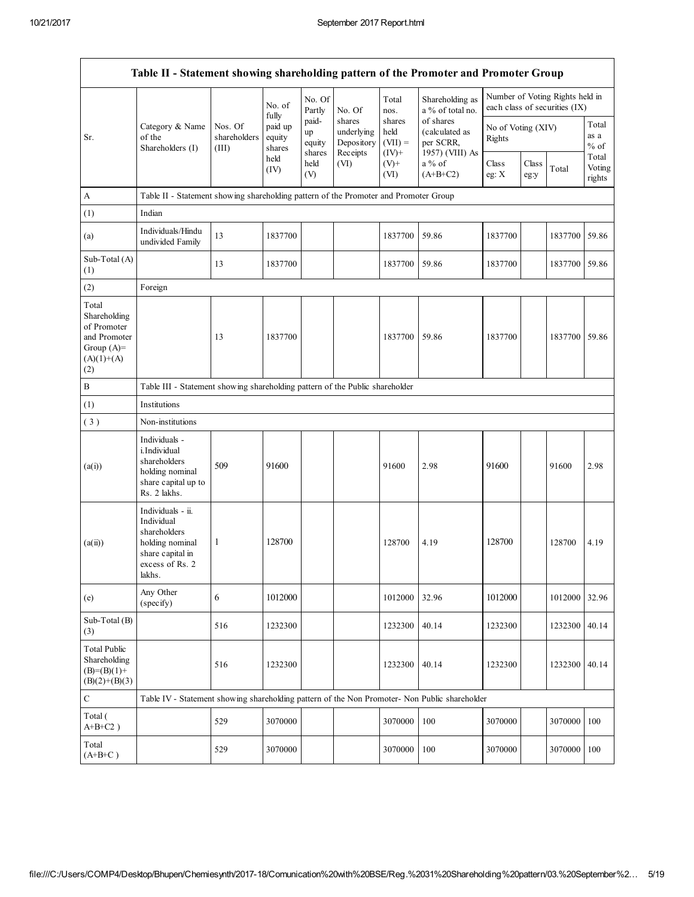| Table II - Statement showing shareholding pattern of the Promoter and Promoter Group | | | | | | | | | | | | |
|---|---|---|---|---|---|---|---|---|---|---|---|---|
| Sr. | Category & Name of the Shareholders (I) | Nos. Of shareholders (III) | No. of fully paid up equity shares held (IV) | No. Of Partly paid-up equity shares held (V) | No. Of shares underlying Depository Receipts (VI) | Total nos. shares held (VII) = (IV)+ (V)+ (VI) | Shareholding as a % of total no. of shares (calculated as per SCRR, 1957) (VIII) As a % of (A+B+C2) | Number of Voting Rights held in each class of securities (IX) | | | |
| | | | | | | | | No of Voting (XIV) Rights | | | Total as a % of Total Voting rights |
| | | | | | | | | Class eg: X | Class eg:y | Total | |
| A | Table II - Statement showing shareholding pattern of the Promoter and Promoter Group | | | | | | | | | | |
| (1) | Indian | | | | | | | | | | |
| (a) | Individuals/Hindu undivided Family | 13 | 1837700 | | | 1837700 | 59.86 | 1837700 | | 1837700 | 59.86 |
| Sub-Total (A) (1) | | 13 | 1837700 | | | 1837700 | 59.86 | 1837700 | | 1837700 | 59.86 |
| (2) | Foreign | | | | | | | | | | |
| Total Shareholding of Promoter and Promoter Group (A)=(A)(1)+(A)(2) | | 13 | 1837700 | | | 1837700 | 59.86 | 1837700 | | 1837700 | 59.86 |
| B | Table III - Statement showing shareholding pattern of the Public shareholder | | | | | | | | | | |
| (1) | Institutions | | | | | | | | | | |
| ( 3 ) | Non-institutions | | | | | | | | | | |
| (a(i)) | Individuals - i.Individual shareholders holding nominal share capital up to Rs. 2 lakhs. | 509 | 91600 | | | 91600 | 2.98 | 91600 | | 91600 | 2.98 |
| (a(ii)) | Individuals - ii. Individual shareholders holding nominal share capital in excess of Rs. 2 lakhs. | 1 | 128700 | | | 128700 | 4.19 | 128700 | | 128700 | 4.19 |
| (e) | Any Other (specify) | 6 | 1012000 | | | 1012000 | 32.96 | 1012000 | | 1012000 | 32.96 |
| Sub-Total (B) (3) | | 516 | 1232300 | | | 1232300 | 40.14 | 1232300 | | 1232300 | 40.14 |
| Total Public Shareholding (B)=(B)(1)+(B)(2)+(B)(3) | | 516 | 1232300 | | | 1232300 | 40.14 | 1232300 | | 1232300 | 40.14 |
| C | Table IV - Statement showing shareholding pattern of the Non Promoter- Non Public shareholder | | | | | | | | | | |
| Total ( A+B+C2 ) | | 529 | 3070000 | | | 3070000 | 100 | 3070000 | | 3070000 | 100 |
| Total (A+B+C ) | | 529 | 3070000 | | | 3070000 | 100 | 3070000 | | 3070000 | 100 |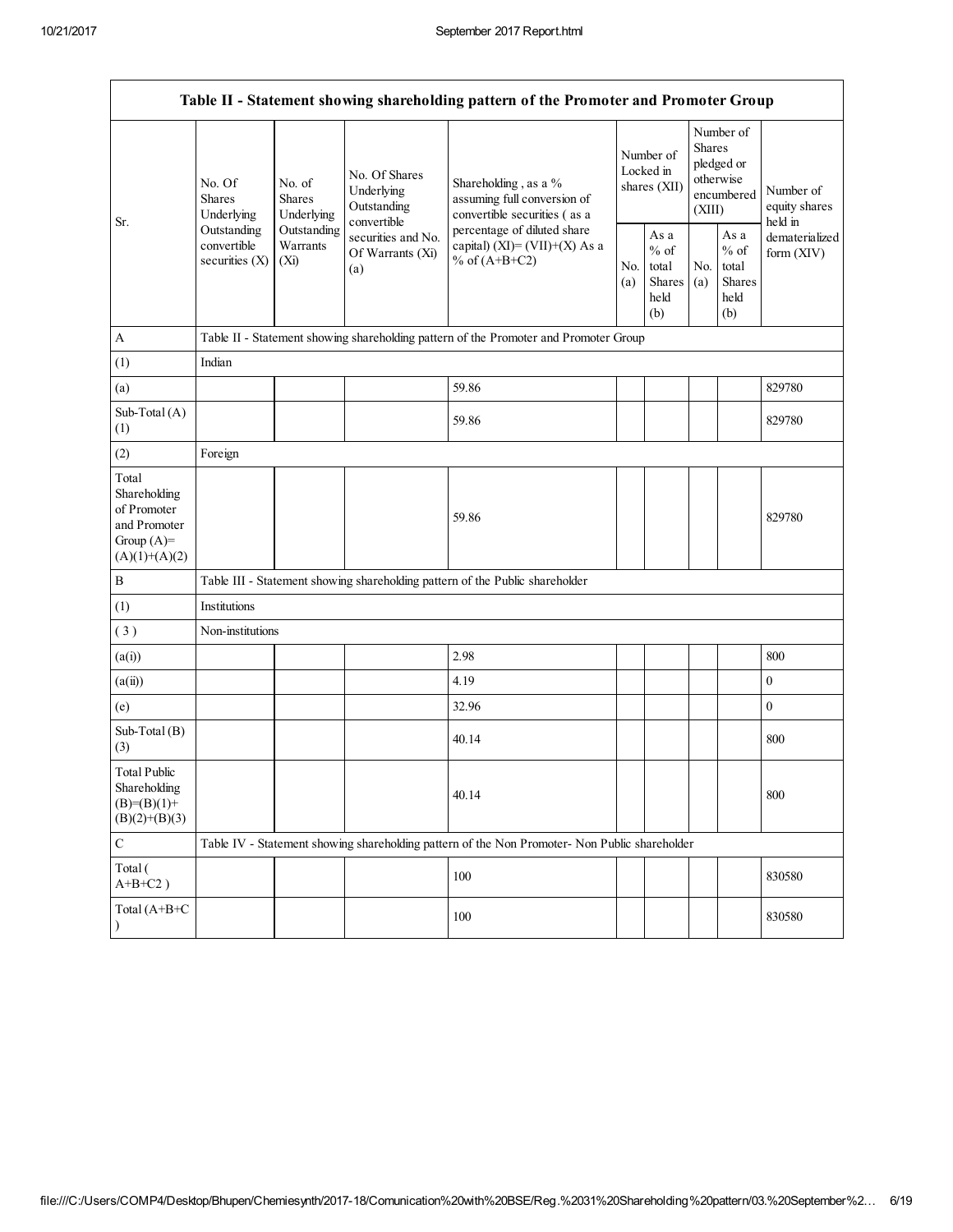| Table II - Statement showing shareholding pattern of the Promoter and Promoter Group | | | | | | | | | |
|---|---|---|---|---|---|---|---|---|---|
| Sr. | No. Of Shares Underlying Outstanding convertible securities (X) | No. of Shares Underlying Outstanding Warrants (Xi) | No. Of Shares Underlying Outstanding convertible securities and No. Of Warrants (Xi) (a) | Shareholding , as a % assuming full conversion of convertible securities ( as a percentage of diluted share capital) (XI)= (VII)+(X) As a % of (A+B+C2) | Number of Locked in shares (XII) | | Number of Shares pledged or otherwise encumbered (XIII) | | Number of equity shares held in dematerialized form (XIV) |
| | | | | | No. (a) | As a % of total Shares held (b) | No. (a) | As a % of total Shares held (b) | |
| A | Table II - Statement showing shareholding pattern of the Promoter and Promoter Group | | | | | | | | |
| (1) | Indian | | | | | | | | |
| (a) | | | | 59.86 | | | | | 829780 |
| Sub-Total (A) (1) | | | | 59.86 | | | | | 829780 |
| (2) | Foreign | | | | | | | | |
| Total Shareholding of Promoter and Promoter Group (A)= (A)(1)+(A)(2) | | | | 59.86 | | | | | 829780 |
| B | Table III - Statement showing shareholding pattern of the Public shareholder | | | | | | | | |
| (1) | Institutions | | | | | | | | |
| ( 3 ) | Non-institutions | | | | | | | | |
| (a(i)) | | | | 2.98 | | | | | 800 |
| (a(ii)) | | | | 4.19 | | | | | 0 |
| (e) | | | | 32.96 | | | | | 0 |
| Sub-Total (B) (3) | | | | 40.14 | | | | | 800 |
| Total Public Shareholding (B)=(B)(1)+ (B)(2)+(B)(3) | | | | 40.14 | | | | | 800 |
| C | Table IV - Statement showing shareholding pattern of the Non Promoter- Non Public shareholder | | | | | | | | |
| Total ( A+B+C2 ) | | | | 100 | | | | | 830580 |
| Total (A+B+C ) | | | | 100 | | | | | 830580 |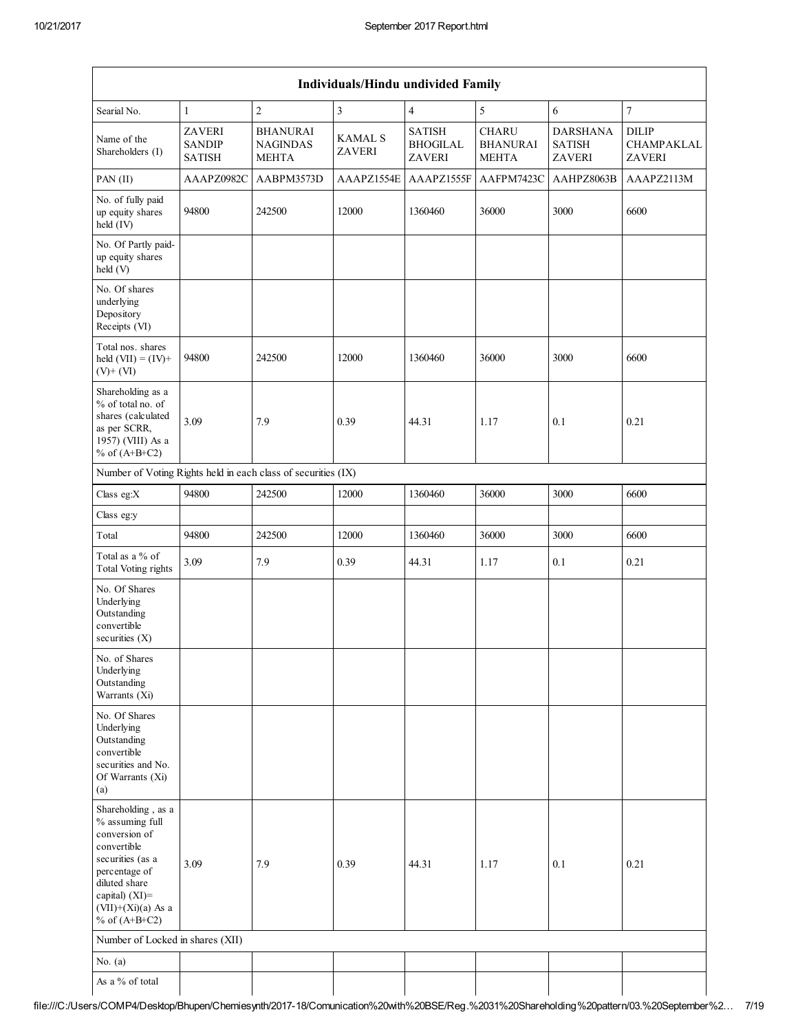| Individuals/Hindu undivided Family | | | | | | | |
|---|---|---|---|---|---|---|---|
| Searial No. | 1 | 2 | 3 | 4 | 5 | 6 | 7 |
| Name of the Shareholders (I) | ZAVERI SANDIP SATISH | BHANURAI NAGINDAS MEHTA | KAMAL S ZAVERI | SATISH BHOGILAL ZAVERI | CHARU BHANURAI MEHTA | DARSHANA SATISH ZAVERI | DILIP CHAMPAKLAL ZAVERI |
| PAN (II) | AAAPZ0982C | AABPM3573D | AAAPZ1554E | AAAPZ1555F | AAFPM7423C | AAHPZ8063B | AAAPZ2113M |
| No. of fully paid up equity shares held (IV) | 94800 | 242500 | 12000 | 1360460 | 36000 | 3000 | 6600 |
| No. Of Partly paid-up equity shares held (V) | | | | | | | |
| No. Of shares underlying Depository Receipts (VI) | | | | | | | |
| Total nos. shares held (VII) = (IV)+(V)+ (VI) | 94800 | 242500 | 12000 | 1360460 | 36000 | 3000 | 6600 |
| Shareholding as a % of total no. of shares (calculated as per SCRR, 1957) (VIII) As a % of (A+B+C2) | 3.09 | 7.9 | 0.39 | 44.31 | 1.17 | 0.1 | 0.21 |
| Number of Voting Rights held in each class of securities (IX) | | | | | | | |
| Class eg:X | 94800 | 242500 | 12000 | 1360460 | 36000 | 3000 | 6600 |
| Class eg:y | | | | | | | |
| Total | 94800 | 242500 | 12000 | 1360460 | 36000 | 3000 | 6600 |
| Total as a % of Total Voting rights | 3.09 | 7.9 | 0.39 | 44.31 | 1.17 | 0.1 | 0.21 |
| No. Of Shares Underlying Outstanding convertible securities (X) | | | | | | | |
| No. of Shares Underlying Outstanding Warrants (Xi) | | | | | | | |
| No. Of Shares Underlying Outstanding convertible securities and No. Of Warrants (Xi) (a) | | | | | | | |
| Shareholding , as a % assuming full conversion of convertible securities (as a percentage of diluted share capital) (XI)= (VII)+(Xi)(a) As a % of (A+B+C2) | 3.09 | 7.9 | 0.39 | 44.31 | 1.17 | 0.1 | 0.21 |
| Number of Locked in shares (XII) | | | | | | | |
| No. (a) | | | | | | | |
| As a % of total | | | | | | | |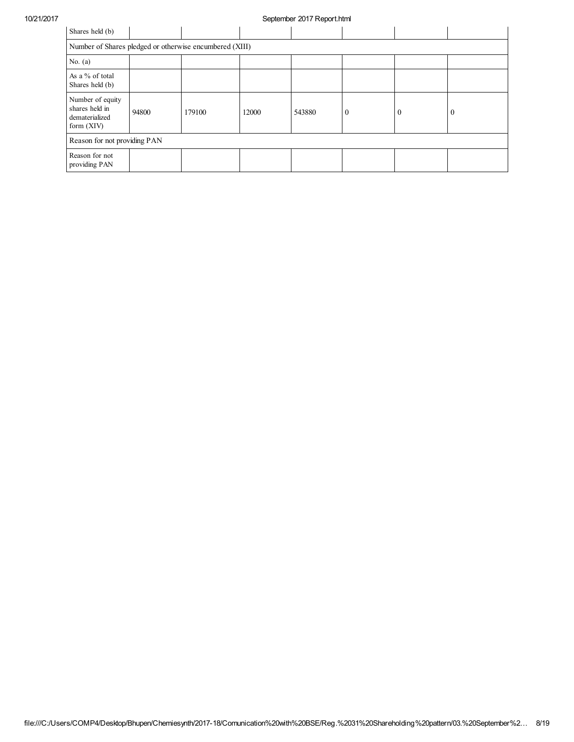| Shares held (b) | | | | | | | |
|---|---|---|---|---|---|---|---|
| Number of Shares pledged or otherwise encumbered (XIII) | | | | | | | |
| No. (a) | | | | | | | |
| As a % of total Shares held (b) | | | | | | | |
| Number of equity shares held in dematerialized form (XIV) | 94800 | 179100 | 12000 | 543880 | 0 | 0 | 0 |
| Reason for not providing PAN | | | | | | | |
| Reason for not providing PAN | | | | | | | |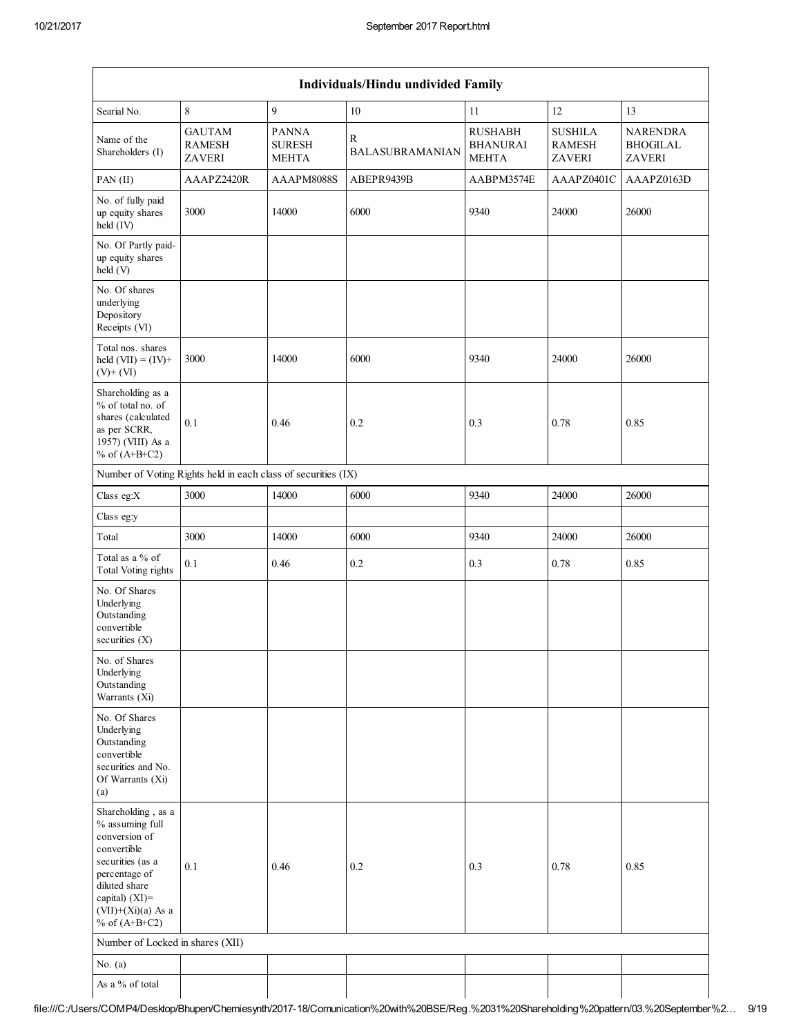| Individuals/Hindu undivided Family | | | | | | |
|---|---|---|---|---|---|---|
| Searial No. | 8 | 9 | 10 | 11 | 12 | 13 |
| Name of the Shareholders (I) | GAUTAM RAMESH ZAVERI | PANNA SURESH MEHTA | R BALASUBRAMANIAN | RUSHABH BHANURAI MEHTA | SUSHILA RAMESH ZAVERI | NARENDRA BHOGILAL ZAVERI |
| PAN (II) | AAAPZ2420R | AAAPM8088S | ABEPR9439B | AABPM3574E | AAAPZ0401C | AAAPZ0163D |
| No. of fully paid up equity shares held (IV) | 3000 | 14000 | 6000 | 9340 | 24000 | 26000 |
| No. Of Partly paid-up equity shares held (V) | | | | | | |
| No. Of shares underlying Depository Receipts (VI) | | | | | | |
| Total nos. shares held (VII) = (IV)+ (V)+ (VI) | 3000 | 14000 | 6000 | 9340 | 24000 | 26000 |
| Shareholding as a % of total no. of shares (calculated as per SCRR, 1957) (VIII) As a % of (A+B+C2) | 0.1 | 0.46 | 0.2 | 0.3 | 0.78 | 0.85 |
| Number of Voting Rights held in each class of securities (IX) | | | | | | |
| Class eg:X | 3000 | 14000 | 6000 | 9340 | 24000 | 26000 |
| Class eg:y | | | | | | |
| Total | 3000 | 14000 | 6000 | 9340 | 24000 | 26000 |
| Total as a % of Total Voting rights | 0.1 | 0.46 | 0.2 | 0.3 | 0.78 | 0.85 |
| No. Of Shares Underlying Outstanding convertible securities (X) | | | | | | |
| No. of Shares Underlying Outstanding Warrants (Xi) | | | | | | |
| No. Of Shares Underlying Outstanding convertible securities and No. Of Warrants (Xi) (a) | | | | | | |
| Shareholding , as a % assuming full conversion of convertible securities (as a percentage of diluted share capital) (XI)= (VII)+(Xi)(a) As a % of (A+B+C2) | 0.1 | 0.46 | 0.2 | 0.3 | 0.78 | 0.85 |
| Number of Locked in shares (XII) | | | | | | |
| No. (a) | | | | | | |
| As a % of total | | | | | | |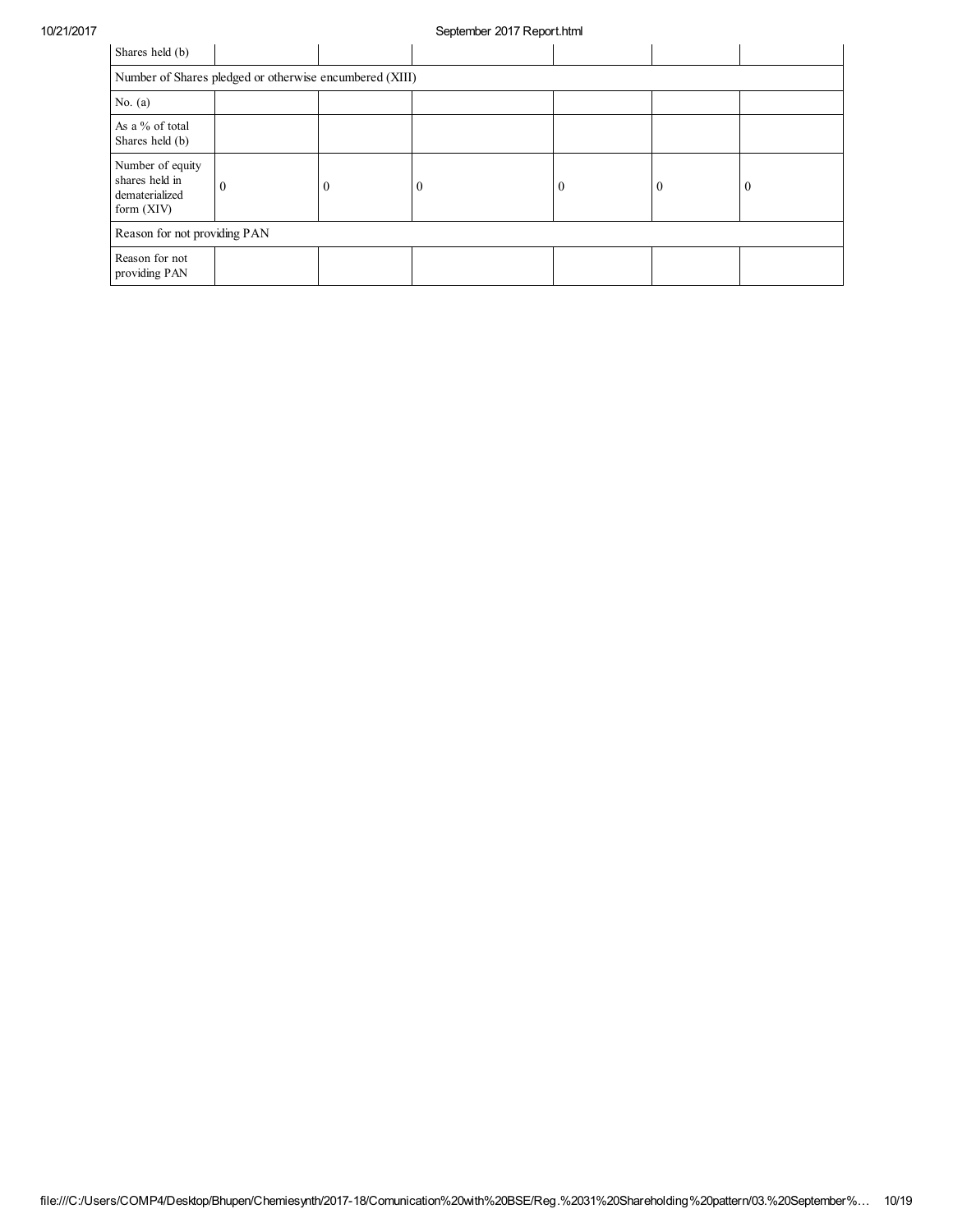| Shares held (b) | | | | | | |
| --- | --- | --- | --- | --- | --- | --- |
| Number of Shares pledged or otherwise encumbered (XIII) | | | | | | |
| No. (a) | | | | | | |
| As a % of total Shares held (b) | | | | | | |
| Number of equity shares held in dematerialized form (XIV) | 0 | 0 | 0 | 0 | 0 | 0 |
| Reason for not providing PAN | | | | | | |
| Reason for not providing PAN | | | | | | |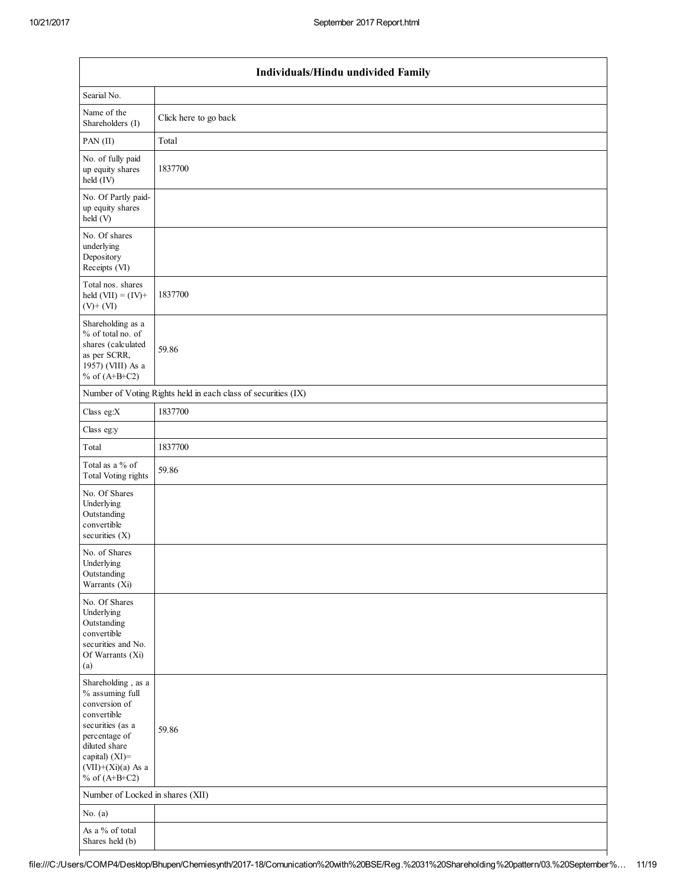| Individuals/Hindu undivided Family | |
|---|---|
| Searial No. | |
| Name of the Shareholders (I) | Click here to go back |
| PAN (II) | Total |
| No. of fully paid up equity shares held (IV) | 1837700 |
| No. Of Partly paid-up equity shares held (V) | |
| No. Of shares underlying Depository Receipts (VI) | |
| Total nos. shares held (VII) = (IV)+ (V)+ (VI) | 1837700 |
| Shareholding as a % of total no. of shares (calculated as per SCRR, 1957) (VIII) As a % of (A+B+C2) | 59.86 |
| Number of Voting Rights held in each class of securities (IX) | |
| Class eg:X | 1837700 |
| Class eg:y | |
| Total | 1837700 |
| Total as a % of Total Voting rights | 59.86 |
| No. Of Shares Underlying Outstanding convertible securities (X) | |
| No. of Shares Underlying Outstanding Warrants (Xi) | |
| No. Of Shares Underlying Outstanding convertible securities and No. Of Warrants (Xi) (a) | |
| Shareholding , as a % assuming full conversion of convertible securities (as a percentage of diluted share capital) (XI)= (VII)+(Xi)(a) As a % of (A+B+C2) | 59.86 |
| Number of Locked in shares (XII) | |
| No. (a) | |
| As a % of total Shares held (b) | |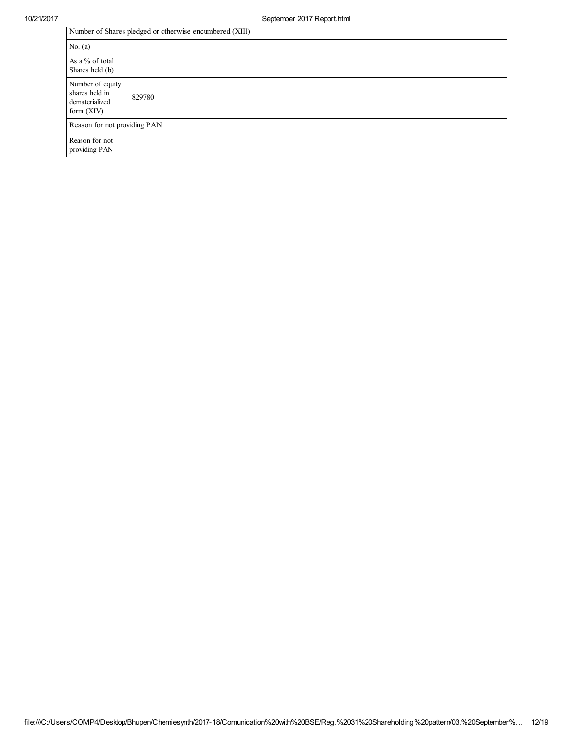| Number of Shares pledged or otherwise encumbered (XIII) | |
|---|---|
| No. (a) | |
| As a % of total Shares held (b) | |
| Number of equity shares held in dematerialized form (XIV) | 829780 |
| Reason for not providing PAN | |
| Reason for not providing PAN | |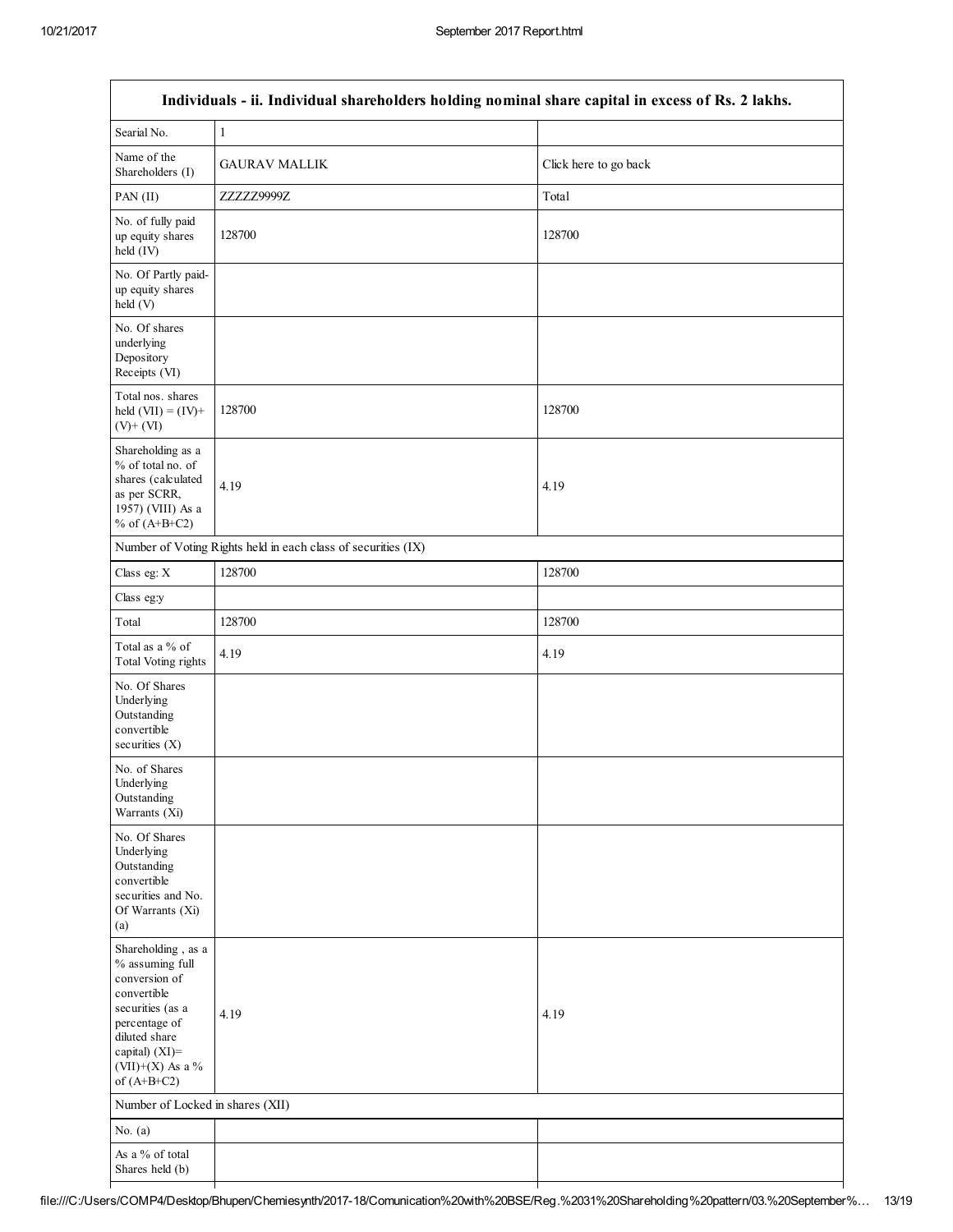| Individuals - ii. Individual shareholders holding nominal share capital in excess of Rs. 2 lakhs. | | |
|---|---|---|
| Searial No. | 1 | |
| Name of the Shareholders (I) | GAURAV MALLIK | Click here to go back |
| PAN (II) | ZZZZZ9999Z | Total |
| No. of fully paid up equity shares held (IV) | 128700 | 128700 |
| No. Of Partly paid-up equity shares held (V) | | |
| No. Of shares underlying Depository Receipts (VI) | | |
| Total nos. shares held (VII) = (IV)+ (V)+ (VI) | 128700 | 128700 |
| Shareholding as a % of total no. of shares (calculated as per SCRR, 1957) (VIII) As a % of (A+B+C2) | 4.19 | 4.19 |
| Number of Voting Rights held in each class of securities (IX) | | |
| Class eg: X | 128700 | 128700 |
| Class eg:y | | |
| Total | 128700 | 128700 |
| Total as a % of Total Voting rights | 4.19 | 4.19 |
| No. Of Shares Underlying Outstanding convertible securities (X) | | |
| No. of Shares Underlying Outstanding Warrants (Xi) | | |
| No. Of Shares Underlying Outstanding convertible securities and No. Of Warrants (Xi) (a) | | |
| Shareholding , as a % assuming full conversion of convertible securities (as a percentage of diluted share capital) (XI)= (VII)+(X) As a % of (A+B+C2) | 4.19 | 4.19 |
| Number of Locked in shares (XII) | | |
| No. (a) | | |
| As a % of total Shares held (b) | | |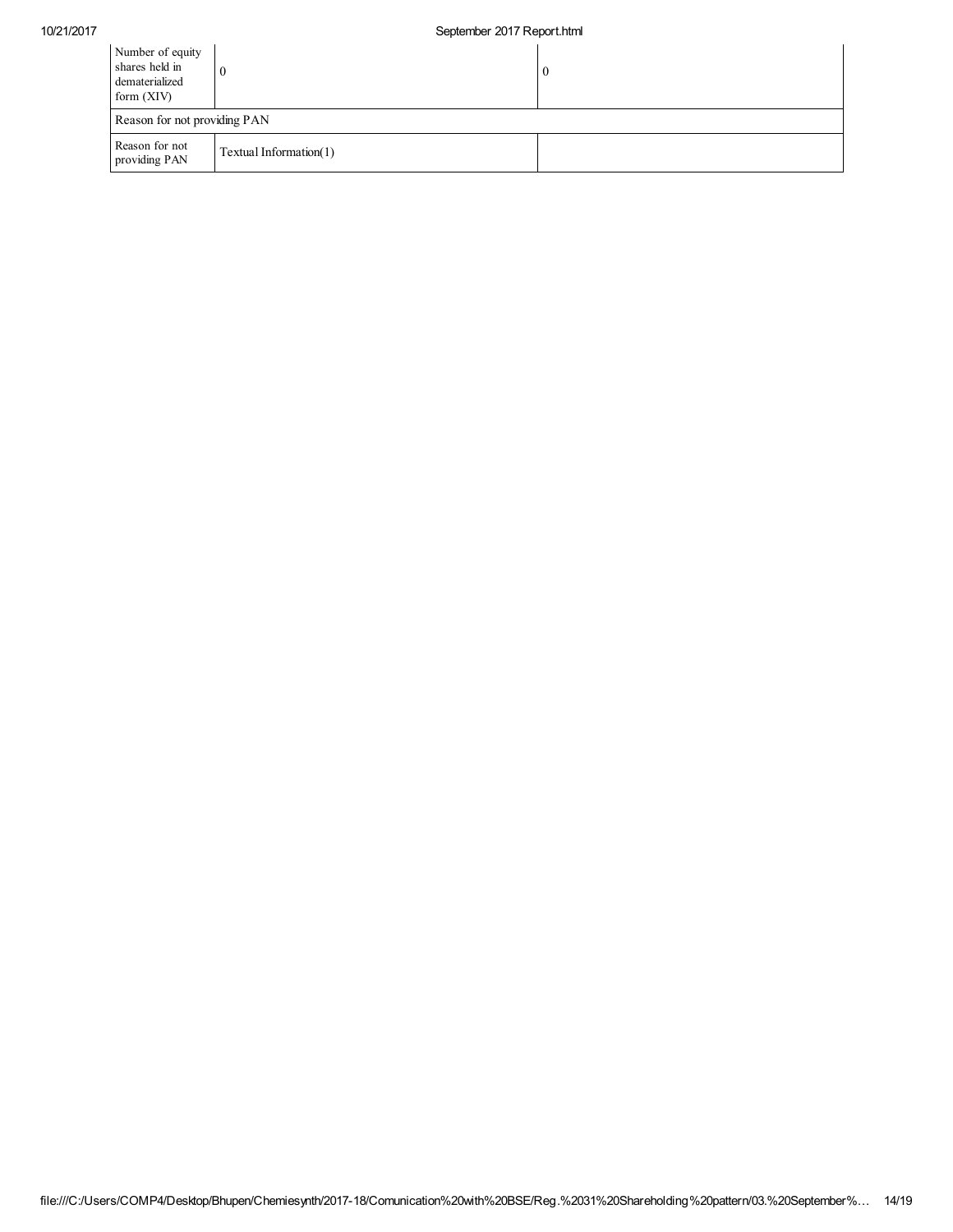| | | |
|---|---|---|
| Number of equity shares held in dematerialized form (XIV) | 0 | 0 |
| Reason for not providing PAN | | |
| Reason for not providing PAN | Textual Information(1) | |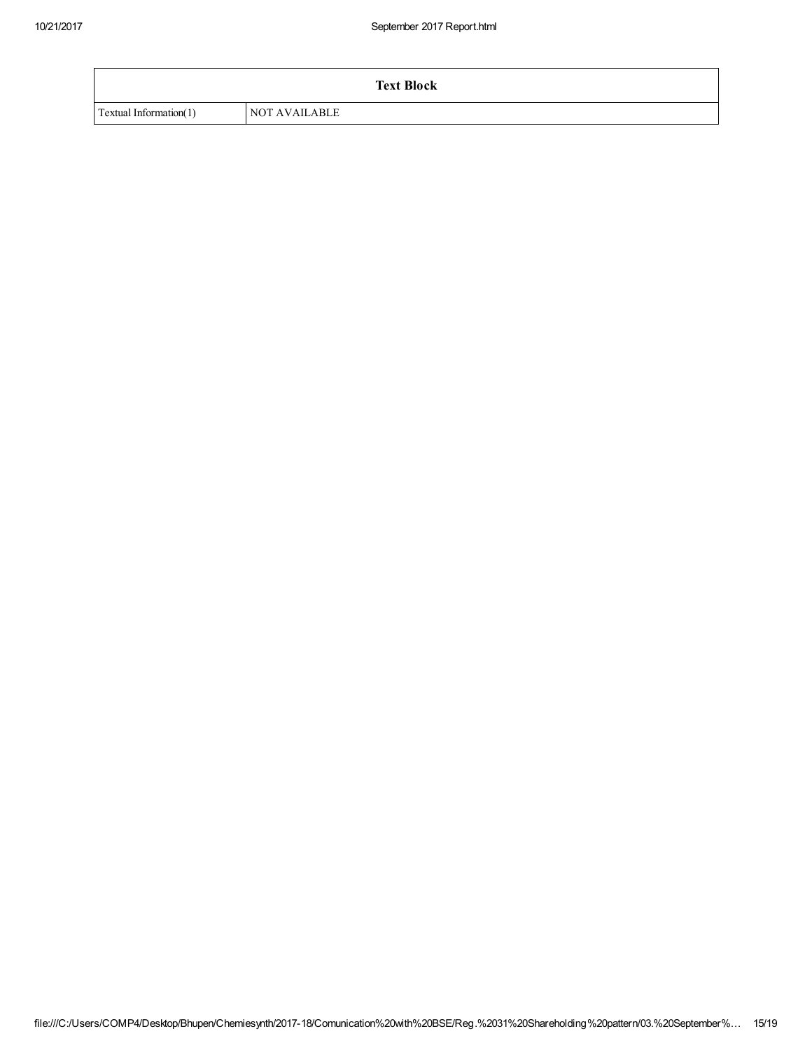| Text Block | |
|---|---|
| Textual Information(1) | NOT AVAILABLE |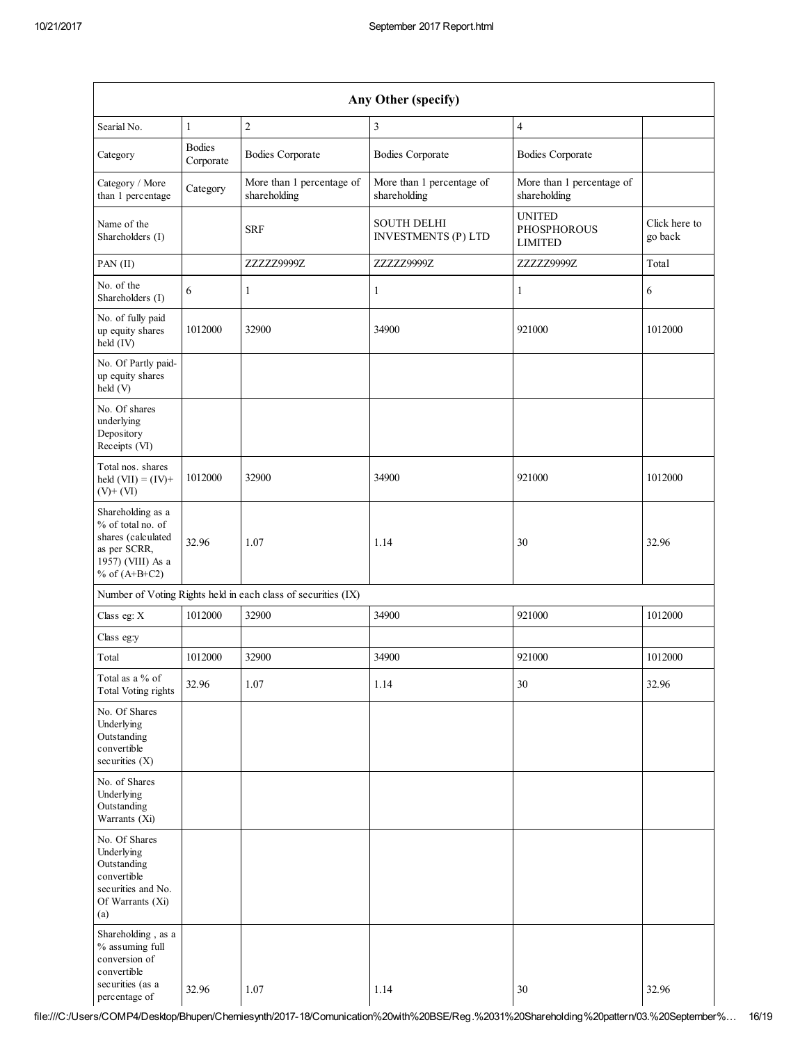| Any Other (specify) | | | | | |
|---|---|---|---|---|---|
| Searial No. | 1 | 2 | 3 | 4 | |
| Category | Bodies Corporate | Bodies Corporate | Bodies Corporate | Bodies Corporate | |
| Category / More than 1 percentage | Category | More than 1 percentage of shareholding | More than 1 percentage of shareholding | More than 1 percentage of shareholding | |
| Name of the Shareholders (I) | | SRF | SOUTH DELHI INVESTMENTS (P) LTD | UNITED PHOSPHOROUS LIMITED | Click here to go back |
| PAN (II) | | ZZZZZ9999Z | ZZZZZ9999Z | ZZZZZ9999Z | Total |
| No. of the Shareholders (I) | 6 | 1 | 1 | 1 | 6 |
| No. of fully paid up equity shares held (IV) | 1012000 | 32900 | 34900 | 921000 | 1012000 |
| No. Of Partly paid-up equity shares held (V) | | | | | |
| No. Of shares underlying Depository Receipts (VI) | | | | | |
| Total nos. shares held (VII) = (IV)+ (V)+ (VI) | 1012000 | 32900 | 34900 | 921000 | 1012000 |
| Shareholding as a % of total no. of shares (calculated as per SCRR, 1957) (VIII) As a % of (A+B+C2) | 32.96 | 1.07 | 1.14 | 30 | 32.96 |
| Number of Voting Rights held in each class of securities (IX) | | | | | |
| Class eg: X | 1012000 | 32900 | 34900 | 921000 | 1012000 |
| Class eg:y | | | | | |
| Total | 1012000 | 32900 | 34900 | 921000 | 1012000 |
| Total as a % of Total Voting rights | 32.96 | 1.07 | 1.14 | 30 | 32.96 |
| No. Of Shares Underlying Outstanding convertible securities (X) | | | | | |
| No. of Shares Underlying Outstanding Warrants (Xi) | | | | | |
| No. Of Shares Underlying Outstanding convertible securities and No. Of Warrants (Xi) (a) | | | | | |
| Shareholding , as a % assuming full conversion of convertible securities (as a percentage of | 32.96 | 1.07 | 1.14 | 30 | 32.96 |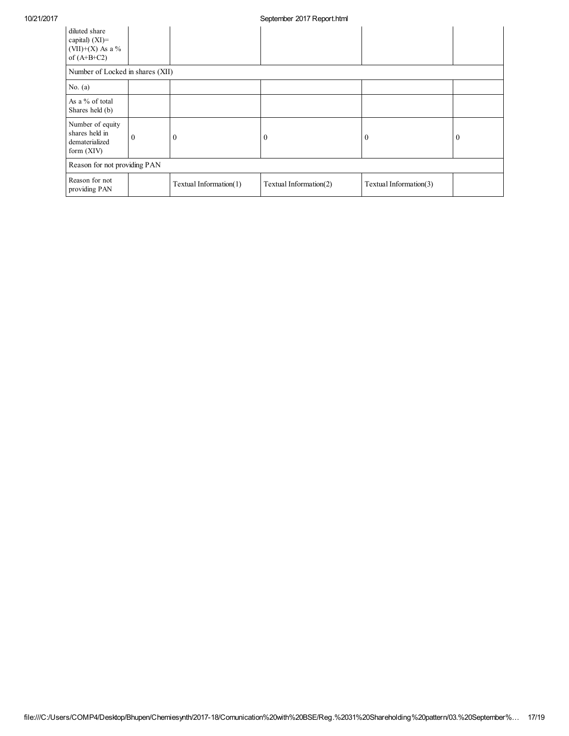| diluted share capital) (XI)= (VII)+(X) As a % of (A+B+C2) | | | | | |
|---|---|---|---|---|---|
| Number of Locked in shares (XII) | | | | | |
| No. (a) | | | | | |
| As a % of total Shares held (b) | | | | | |
| Number of equity shares held in dematerialized form (XIV) | 0 | 0 | 0 | 0 | 0 |
| Reason for not providing PAN | | | | | |
| Reason for not providing PAN | | Textual Information(1) | Textual Information(2) | Textual Information(3) | |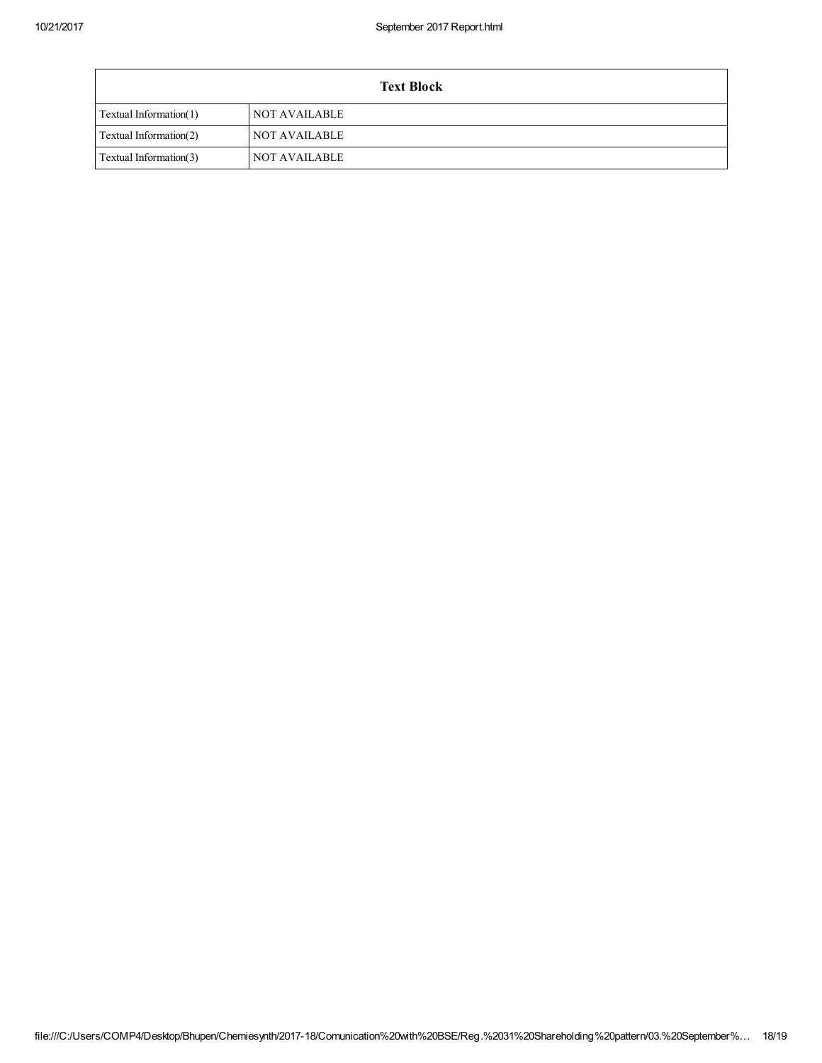| Text Block | |
|---|---|
| Textual Information(1) | NOT AVAILABLE |
| Textual Information(2) | NOT AVAILABLE |
| Textual Information(3) | NOT AVAILABLE |